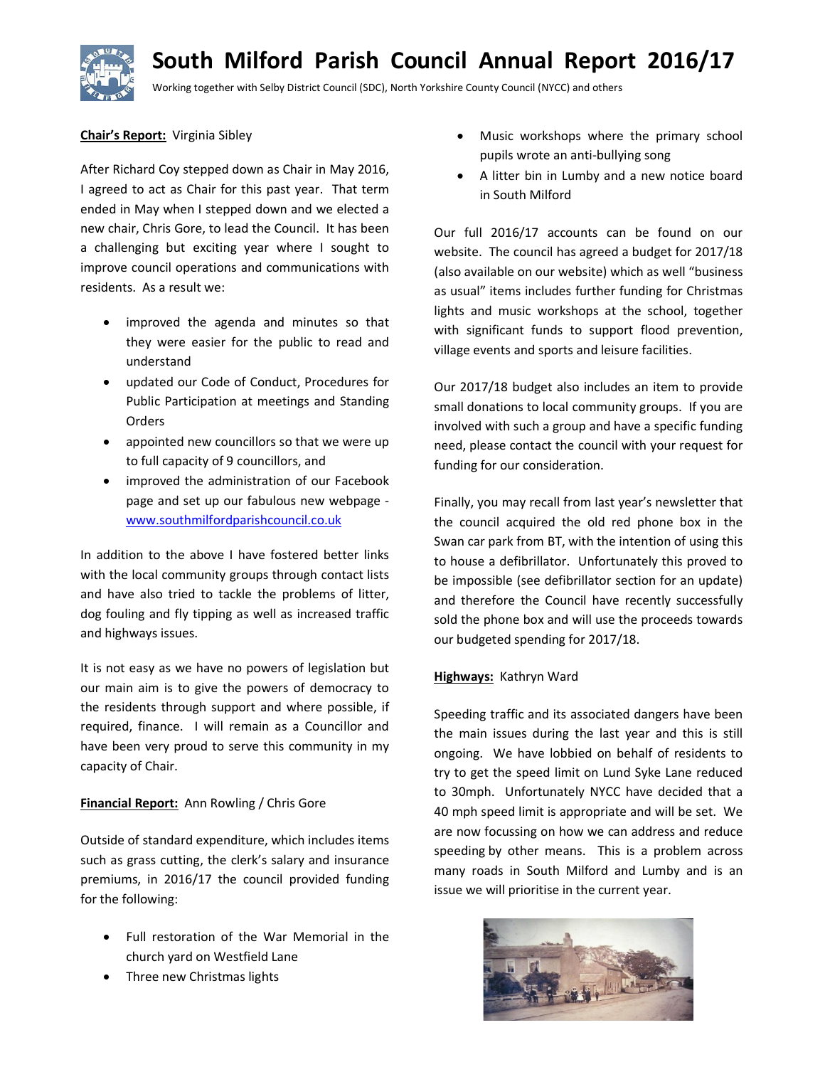# South Milford Parish Council Annual Report 2016/17

Working together with Selby District Council (SDC), North Yorkshire County Council (NYCC) and others

**Chair's Report:** Virginia Sibley

After Richard Coy stepped down as Chair in May 2016, I agreed to act as Chair for this past year. That term ended in May when I stepped down and we elected a new chair, Chris Gore, to lead the Council. It has been a challenging but exciting year where I sought to improve council operations and communications with residents. As a result we:

- improved the agenda and minutes so that they were easier for the public to read and understand
- updated our Code of Conduct, Procedures for Public Participation at meetings and Standing Orders
- appointed new councillors so that we were up to full capacity of 9 councillors, and
- improved the administration of our Facebook page and set up our fabulous new webpage - www.southmilfordparishcouncil.co.uk

In addition to the above I have fostered better links with the local community groups through contact lists and have also tried to tackle the problems of litter, dog fouling and fly tipping as well as increased traffic and highways issues.

It is not easy as we have no powers of legislation but our main aim is to give the powers of democracy to the residents through support and where possible, if required, finance. I will remain as a Councillor and have been very proud to serve this community in my capacity of Chair.

**Financial Report:** Ann Rowling / Chris Gore

Outside of standard expenditure, which includes items such as grass cutting, the clerk's salary and insurance premiums, in 2016/17 the council provided funding for the following:

- Full restoration of the War Memorial in the church yard on Westfield Lane
- Three new Christmas lights
- Music workshops where the primary school pupils wrote an anti-bullying song
- A litter bin in Lumby and a new notice board in South Milford

Our full 2016/17 accounts can be found on our website. The council has agreed a budget for 2017/18 (also available on our website) which as well "business as usual" items includes further funding for Christmas lights and music workshops at the school, together with significant funds to support flood prevention, village events and sports and leisure facilities.

Our 2017/18 budget also includes an item to provide small donations to local community groups. If you are involved with such a group and have a specific funding need, please contact the council with your request for funding for our consideration.

Finally, you may recall from last year's newsletter that the council acquired the old red phone box in the Swan car park from BT, with the intention of using this to house a defibrillator. Unfortunately this proved to be impossible (see defibrillator section for an update) and therefore the Council have recently successfully sold the phone box and will use the proceeds towards our budgeted spending for 2017/18.

**Highways:** Kathryn Ward

Speeding traffic and its associated dangers have been the main issues during the last year and this is still ongoing. We have lobbied on behalf of residents to try to get the speed limit on Lund Syke Lane reduced to 30mph. Unfortunately NYCC have decided that a 40 mph speed limit is appropriate and will be set. We are now focussing on how we can address and reduce speeding by other means. This is a problem across many roads in South Milford and Lumby and is an issue we will prioritise in the current year.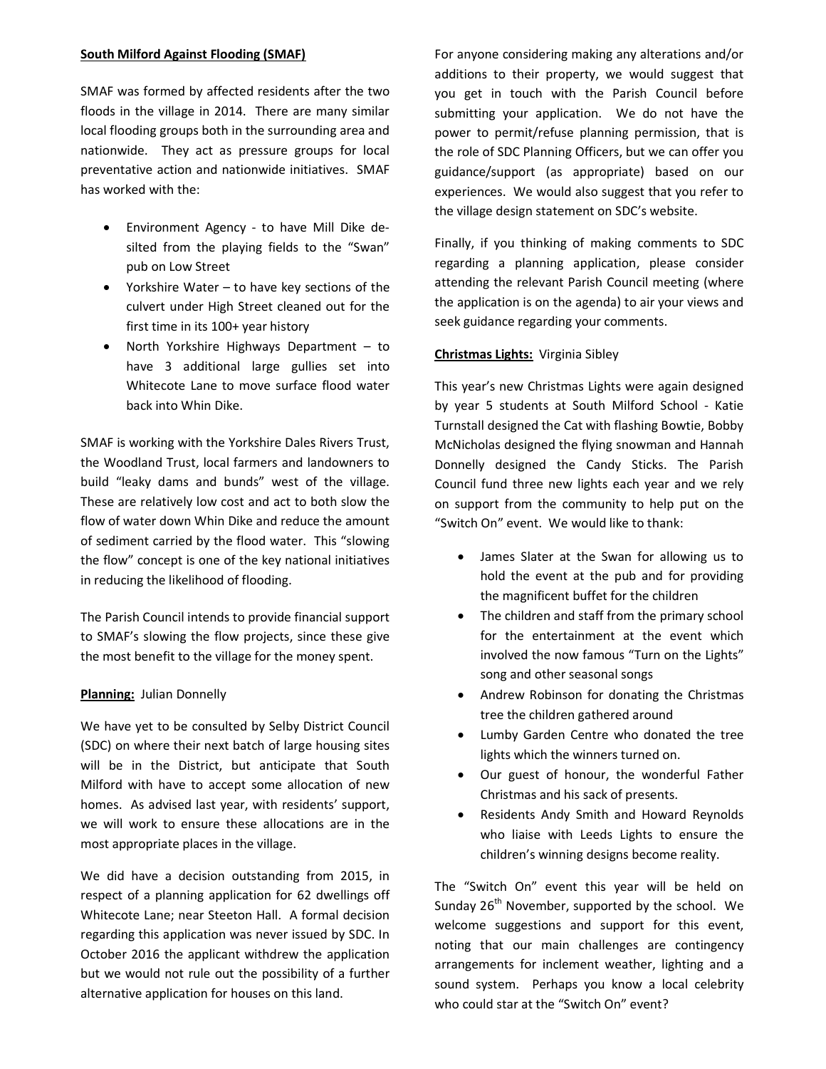**South Milford Against Flooding (SMAF)**

SMAF was formed by affected residents after the two floods in the village in 2014. There are many similar local flooding groups both in the surrounding area and nationwide. They act as pressure groups for local preventative action and nationwide initiatives. SMAF has worked with the:

- Environment Agency - to have Mill Dike de-silted from the playing fields to the "Swan" pub on Low Street
- Yorkshire Water – to have key sections of the culvert under High Street cleaned out for the first time in its 100+ year history
- North Yorkshire Highways Department – to have 3 additional large gullies set into Whitecote Lane to move surface flood water back into Whin Dike.

SMAF is working with the Yorkshire Dales Rivers Trust, the Woodland Trust, local farmers and landowners to build "leaky dams and bunds" west of the village. These are relatively low cost and act to both slow the flow of water down Whin Dike and reduce the amount of sediment carried by the flood water. This "slowing the flow" concept is one of the key national initiatives in reducing the likelihood of flooding.

The Parish Council intends to provide financial support to SMAF's slowing the flow projects, since these give the most benefit to the village for the money spent.

**Planning:** Julian Donnelly

We have yet to be consulted by Selby District Council (SDC) on where their next batch of large housing sites will be in the District, but anticipate that South Milford with have to accept some allocation of new homes. As advised last year, with residents' support, we will work to ensure these allocations are in the most appropriate places in the village.

We did have a decision outstanding from 2015, in respect of a planning application for 62 dwellings off Whitecote Lane; near Steeton Hall. A formal decision regarding this application was never issued by SDC. In October 2016 the applicant withdrew the application but we would not rule out the possibility of a further alternative application for houses on this land.

For anyone considering making any alterations and/or additions to their property, we would suggest that you get in touch with the Parish Council before submitting your application. We do not have the power to permit/refuse planning permission, that is the role of SDC Planning Officers, but we can offer you guidance/support (as appropriate) based on our experiences. We would also suggest that you refer to the village design statement on SDC's website.

Finally, if you thinking of making comments to SDC regarding a planning application, please consider attending the relevant Parish Council meeting (where the application is on the agenda) to air your views and seek guidance regarding your comments.

**Christmas Lights:** Virginia Sibley

This year's new Christmas Lights were again designed by year 5 students at South Milford School - Katie Turnstall designed the Cat with flashing Bowtie, Bobby McNicholas designed the flying snowman and Hannah Donnelly designed the Candy Sticks. The Parish Council fund three new lights each year and we rely on support from the community to help put on the "Switch On" event. We would like to thank:

- James Slater at the Swan for allowing us to hold the event at the pub and for providing the magnificent buffet for the children
- The children and staff from the primary school for the entertainment at the event which involved the now famous "Turn on the Lights" song and other seasonal songs
- Andrew Robinson for donating the Christmas tree the children gathered around
- Lumby Garden Centre who donated the tree lights which the winners turned on.
- Our guest of honour, the wonderful Father Christmas and his sack of presents.
- Residents Andy Smith and Howard Reynolds who liaise with Leeds Lights to ensure the children's winning designs become reality.

The "Switch On" event this year will be held on Sunday 26th November, supported by the school. We welcome suggestions and support for this event, noting that our main challenges are contingency arrangements for inclement weather, lighting and a sound system. Perhaps you know a local celebrity who could star at the "Switch On" event?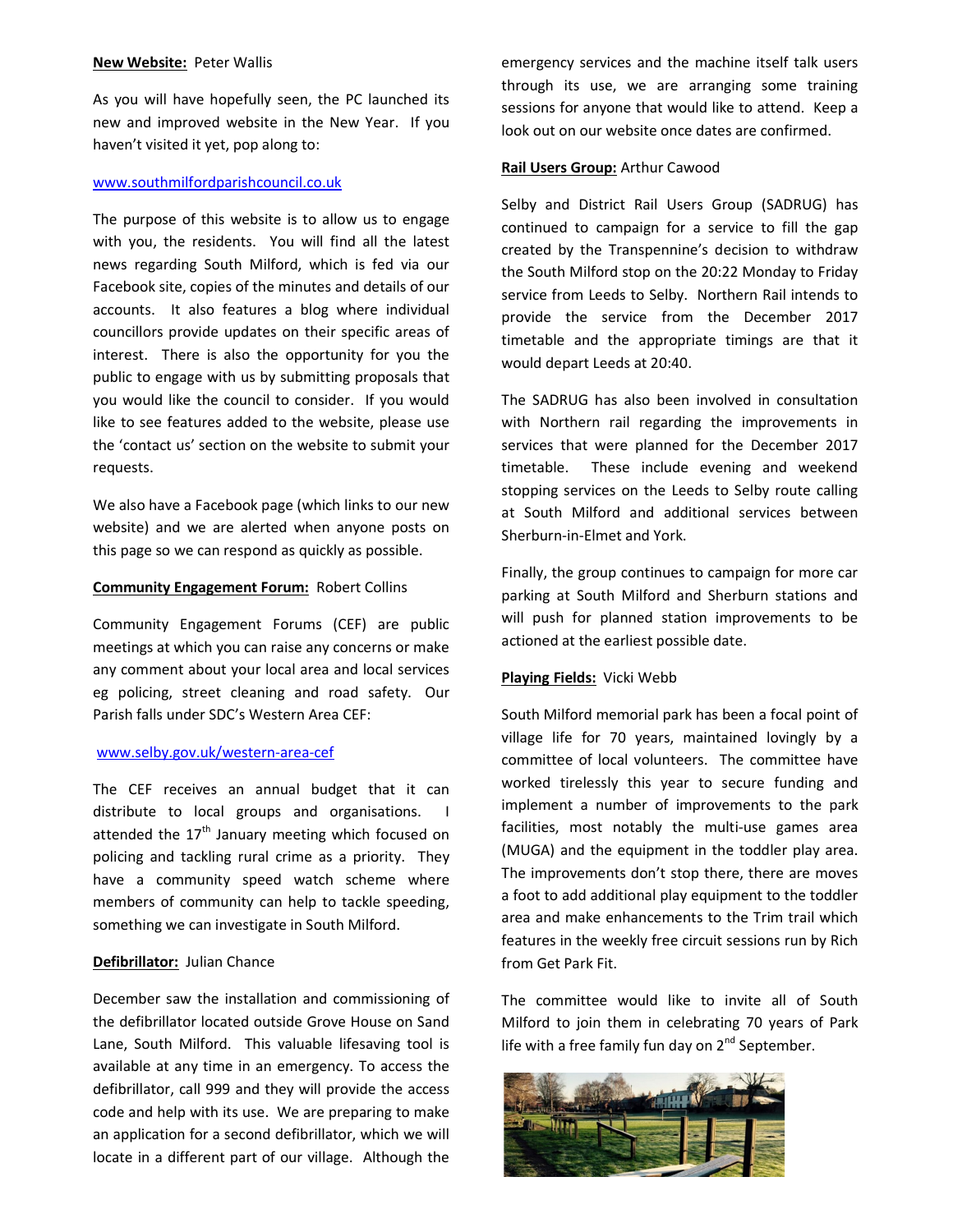**New Website:** Peter Wallis

As you will have hopefully seen, the PC launched its new and improved website in the New Year. If you haven't visited it yet, pop along to:

www.southmilfordparishcouncil.co.uk

The purpose of this website is to allow us to engage with you, the residents. You will find all the latest news regarding South Milford, which is fed via our Facebook site, copies of the minutes and details of our accounts. It also features a blog where individual councillors provide updates on their specific areas of interest. There is also the opportunity for you the public to engage with us by submitting proposals that you would like the council to consider. If you would like to see features added to the website, please use the 'contact us' section on the website to submit your requests.

We also have a Facebook page (which links to our new website) and we are alerted when anyone posts on this page so we can respond as quickly as possible.

**Community Engagement Forum:** Robert Collins

Community Engagement Forums (CEF) are public meetings at which you can raise any concerns or make any comment about your local area and local services eg policing, street cleaning and road safety. Our Parish falls under SDC's Western Area CEF:

www.selby.gov.uk/western-area-cef

The CEF receives an annual budget that it can distribute to local groups and organisations. I attended the 17th January meeting which focused on policing and tackling rural crime as a priority. They have a community speed watch scheme where members of community can help to tackle speeding, something we can investigate in South Milford.

**Defibrillator:** Julian Chance

December saw the installation and commissioning of the defibrillator located outside Grove House on Sand Lane, South Milford. This valuable lifesaving tool is available at any time in an emergency. To access the defibrillator, call 999 and they will provide the access code and help with its use. We are preparing to make an application for a second defibrillator, which we will locate in a different part of our village. Although the emergency services and the machine itself talk users through its use, we are arranging some training sessions for anyone that would like to attend. Keep a look out on our website once dates are confirmed.

**Rail Users Group:** Arthur Cawood

Selby and District Rail Users Group (SADRUG) has continued to campaign for a service to fill the gap created by the Transpennine's decision to withdraw the South Milford stop on the 20:22 Monday to Friday service from Leeds to Selby. Northern Rail intends to provide the service from the December 2017 timetable and the appropriate timings are that it would depart Leeds at 20:40.

The SADRUG has also been involved in consultation with Northern rail regarding the improvements in services that were planned for the December 2017 timetable. These include evening and weekend stopping services on the Leeds to Selby route calling at South Milford and additional services between Sherburn-in-Elmet and York.

Finally, the group continues to campaign for more car parking at South Milford and Sherburn stations and will push for planned station improvements to be actioned at the earliest possible date.

**Playing Fields:** Vicki Webb

South Milford memorial park has been a focal point of village life for 70 years, maintained lovingly by a committee of local volunteers. The committee have worked tirelessly this year to secure funding and implement a number of improvements to the park facilities, most notably the multi-use games area (MUGA) and the equipment in the toddler play area. The improvements don't stop there, there are moves a foot to add additional play equipment to the toddler area and make enhancements to the Trim trail which features in the weekly free circuit sessions run by Rich from Get Park Fit.

The committee would like to invite all of South Milford to join them in celebrating 70 years of Park life with a free family fun day on 2nd September.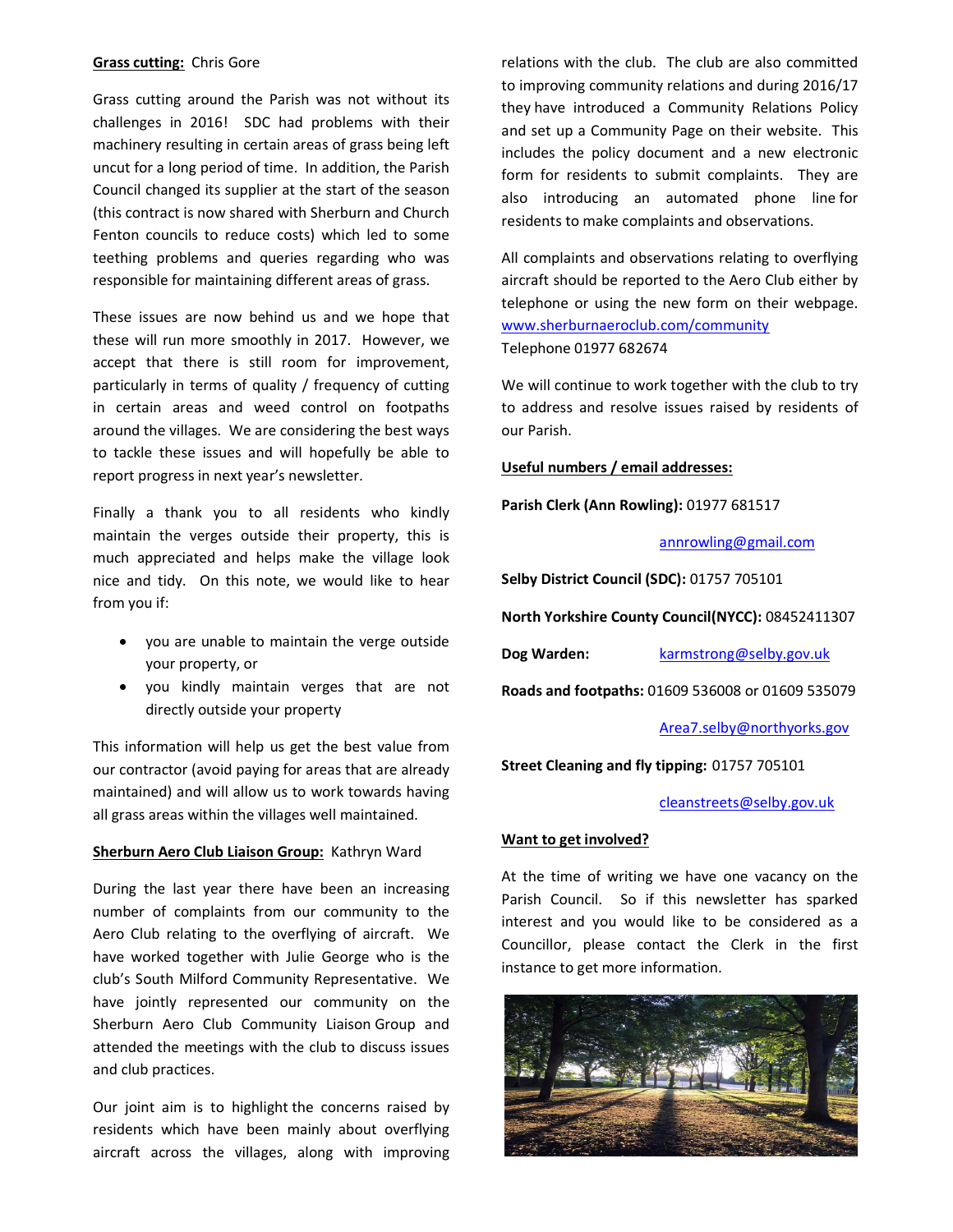**Grass cutting:** Chris Gore

Grass cutting around the Parish was not without its challenges in 2016! SDC had problems with their machinery resulting in certain areas of grass being left uncut for a long period of time. In addition, the Parish Council changed its supplier at the start of the season (this contract is now shared with Sherburn and Church Fenton councils to reduce costs) which led to some teething problems and queries regarding who was responsible for maintaining different areas of grass.

These issues are now behind us and we hope that these will run more smoothly in 2017. However, we accept that there is still room for improvement, particularly in terms of quality / frequency of cutting in certain areas and weed control on footpaths around the villages. We are considering the best ways to tackle these issues and will hopefully be able to report progress in next year's newsletter.

Finally a thank you to all residents who kindly maintain the verges outside their property, this is much appreciated and helps make the village look nice and tidy. On this note, we would like to hear from you if:

- you are unable to maintain the verge outside your property, or
- you kindly maintain verges that are not directly outside your property

This information will help us get the best value from our contractor (avoid paying for areas that are already maintained) and will allow us to work towards having all grass areas within the villages well maintained.

**Sherburn Aero Club Liaison Group:** Kathryn Ward

During the last year there have been an increasing number of complaints from our community to the Aero Club relating to the overflying of aircraft. We have worked together with Julie George who is the club's South Milford Community Representative. We have jointly represented our community on the Sherburn Aero Club Community Liaison Group and attended the meetings with the club to discuss issues and club practices.

Our joint aim is to highlight the concerns raised by residents which have been mainly about overflying aircraft across the villages, along with improving relations with the club. The club are also committed to improving community relations and during 2016/17 they have introduced a Community Relations Policy and set up a Community Page on their website. This includes the policy document and a new electronic form for residents to submit complaints. They are also introducing an automated phone line for residents to make complaints and observations.

All complaints and observations relating to overflying aircraft should be reported to the Aero Club either by telephone or using the new form on their webpage.
www.sherburnaeroclub.com/community
Telephone 01977 682674

We will continue to work together with the club to try to address and resolve issues raised by residents of our Parish.

**Useful numbers / email addresses:**

**Parish Clerk (Ann Rowling):** 01977 681517
annrowling@gmail.com

**Selby District Council (SDC):** 01757 705101

**North Yorkshire County Council(NYCC):** 08452411307

**Dog Warden:** karmstrong@selby.gov.uk

**Roads and footpaths:** 01609 536008 or 01609 535079
Area7.selby@northyorks.gov

**Street Cleaning and fly tipping:** 01757 705101
cleanstreets@selby.gov.uk

**Want to get involved?**

At the time of writing we have one vacancy on the Parish Council. So if this newsletter has sparked interest and you would like to be considered as a Councillor, please contact the Clerk in the first instance to get more information.